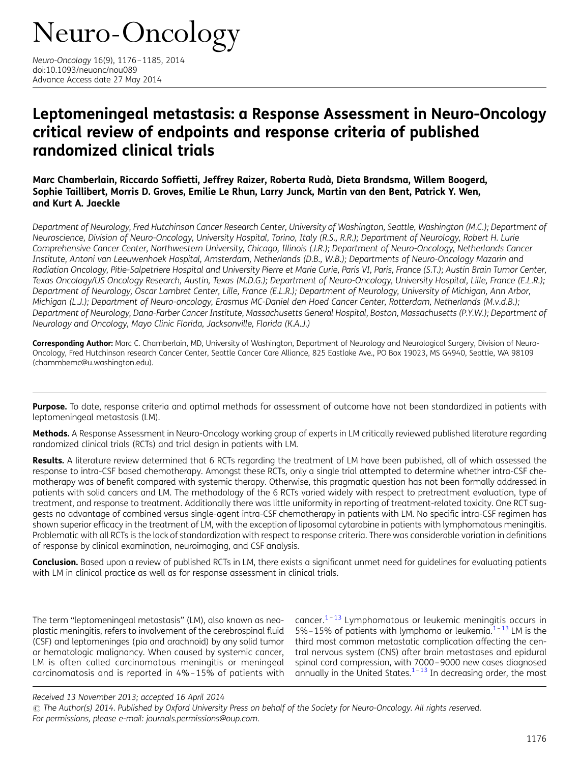# Neuro-Oncology

*Neuro-Oncology* 16(9), 1176–1185, 2014
doi:10.1093/neuonc/nou089
Advance Access date 27 May 2014

## Leptomeningeal metastasis: a Response Assessment in Neuro-Oncology critical review of endpoints and response criteria of published randomized clinical trials

**Marc Chamberlain, Riccardo Soffietti, Jeffrey Raizer, Roberta Rudà, Dieta Brandsma, Willem Boogerd, Sophie Taillibert, Morris D. Groves, Emilie Le Rhun, Larry Junck, Martin van den Bent, Patrick Y. Wen, and Kurt A. Jaeckle**

*Department of Neurology, Fred Hutchinson Cancer Research Center, University of Washington, Seattle, Washington (M.C.); Department of Neuroscience, Division of Neuro-Oncology, University Hospital, Torino, Italy (R.S., R.R.); Department of Neurology, Robert H. Lurie Comprehensive Cancer Center, Northwestern University, Chicago, Illinois (J.R.); Department of Neuro-Oncology, Netherlands Cancer Institute, Antoni van Leeuwenhoek Hospital, Amsterdam, Netherlands (D.B., W.B.); Departments of Neuro-Oncology Mazarin and Radiation Oncology, Pitie-Salpetriere Hospital and University Pierre et Marie Curie, Paris VI, Paris, France (S.T.); Austin Brain Tumor Center, Texas Oncology/US Oncology Research, Austin, Texas (M.D.G.); Department of Neuro-Oncology, University Hospital, Lille, France (E.L.R.); Department of Neurology, Oscar Lambret Center, Lille, France (E.L.R.); Department of Neurology, University of Michigan, Ann Arbor, Michigan (L.J.); Department of Neuro-oncology, Erasmus MC-Daniel den Hoed Cancer Center, Rotterdam, Netherlands (M.v.d.B.); Department of Neurology, Dana-Farber Cancer Institute, Massachusetts General Hospital, Boston, Massachusetts (P.Y.W.); Department of Neurology and Oncology, Mayo Clinic Florida, Jacksonville, Florida (K.A.J.)*

**Corresponding Author:** Marc C. Chamberlain, MD, University of Washington, Department of Neurology and Neurological Surgery, Division of Neuro-Oncology, Fred Hutchinson research Cancer Center, Seattle Cancer Care Alliance, 825 Eastlake Ave., PO Box 19023, MS G4940, Seattle, WA 98109 (chammbemc@u.washington.edu).

**Purpose.** To date, response criteria and optimal methods for assessment of outcome have not been standardized in patients with leptomeningeal metastasis (LM).

**Methods.** A Response Assessment in Neuro-Oncology working group of experts in LM critically reviewed published literature regarding randomized clinical trials (RCTs) and trial design in patients with LM.

**Results.** A literature review determined that 6 RCTs regarding the treatment of LM have been published, all of which assessed the response to intra-CSF based chemotherapy. Amongst these RCTs, only a single trial attempted to determine whether intra-CSF chemotherapy was of benefit compared with systemic therapy. Otherwise, this pragmatic question has not been formally addressed in patients with solid cancers and LM. The methodology of the 6 RCTs varied widely with respect to pretreatment evaluation, type of treatment, and response to treatment. Additionally there was little uniformity in reporting of treatment-related toxicity. One RCT suggests no advantage of combined versus single-agent intra-CSF chemotherapy in patients with LM. No specific intra-CSF regimen has shown superior efficacy in the treatment of LM, with the exception of liposomal cytarabine in patients with lymphomatous meningitis. Problematic with all RCTs is the lack of standardization with respect to response criteria. There was considerable variation in definitions of response by clinical examination, neuroimaging, and CSF analysis.

**Conclusion.** Based upon a review of published RCTs in LM, there exists a significant unmet need for guidelines for evaluating patients with LM in clinical practice as well as for response assessment in clinical trials.

The term "leptomeningeal metastasis" (LM), also known as neoplastic meningitis, refers to involvement of the cerebrospinal fluid (CSF) and leptomeninges (pia and arachnoid) by any solid tumor or hematologic malignancy. When caused by systemic cancer, LM is often called carcinomatous meningitis or meningeal carcinomatosis and is reported in 4%–15% of patients with cancer.[1–13] Lymphomatous or leukemic meningitis occurs in 5%–15% of patients with lymphoma or leukemia.[1–13] LM is the third most common metastatic complication affecting the central nervous system (CNS) after brain metastases and epidural spinal cord compression, with 7000–9000 new cases diagnosed annually in the United States.[1–13] In decreasing order, the most

Received 13 November 2013; accepted 16 April 2014

© The Author(s) 2014. Published by Oxford University Press on behalf of the Society for Neuro-Oncology. All rights reserved. For permissions, please e-mail: journals.permissions@oup.com.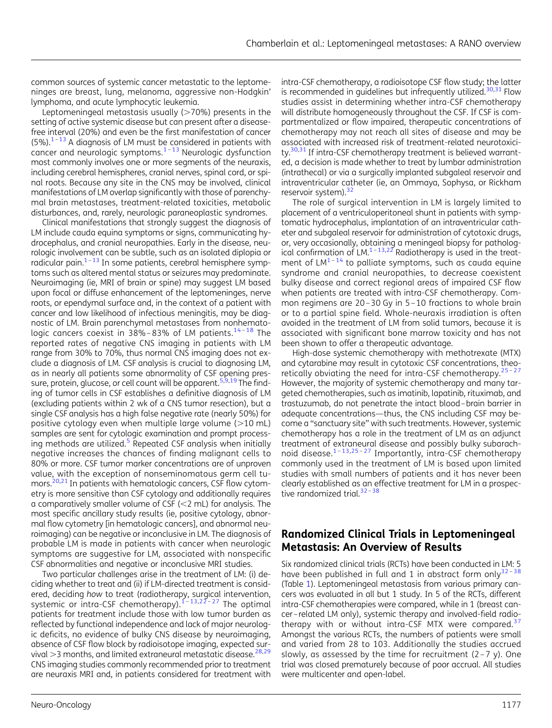common sources of systemic cancer metastatic to the leptomeninges are breast, lung, melanoma, aggressive non-Hodgkin' lymphoma, and acute lymphocytic leukemia.

Leptomeningeal metastasis usually (>70%) presents in the setting of active systemic disease but can present after a disease-free interval (20%) and even be the first manifestation of cancer (5%).[1–13] A diagnosis of LM must be considered in patients with cancer and neurologic symptoms.[1–13] Neurologic dysfunction most commonly involves one or more segments of the neuraxis, including cerebral hemispheres, cranial nerves, spinal cord, or spinal roots. Because any site in the CNS may be involved, clinical manifestations of LM overlap significantly with those of parenchymal brain metastases, treatment-related toxicities, metabolic disturbances, and, rarely, neurologic paraneoplastic syndromes.

Clinical manifestations that strongly suggest the diagnosis of LM include cauda equina symptoms or signs, communicating hydrocephalus, and cranial neuropathies. Early in the disease, neurologic involvement can be subtle, such as an isolated diplopia or radicular pain.[1–13] In some patients, cerebral hemisphere symptoms such as altered mental status or seizures may predominate. Neuroimaging (ie, MRI of brain or spine) may suggest LM based upon focal or diffuse enhancement of the leptomeninges, nerve roots, or ependymal surface and, in the context of a patient with cancer and low likelihood of infectious meningitis, may be diagnostic of LM. Brain parenchymal metastases from nonhematologic cancers coexist in 38%–83% of LM patients.[14–18] The reported rates of negative CNS imaging in patients with LM range from 30% to 70%, thus normal CNS imaging does not exclude a diagnosis of LM. CSF analysis is crucial to diagnosing LM, as in nearly all patients some abnormality of CSF opening pressure, protein, glucose, or cell count will be apparent.[5,9,19] The finding of tumor cells in CSF establishes a definitive diagnosis of LM (excluding patients within 2 wk of a CNS tumor resection), but a single CSF analysis has a high false negative rate (nearly 50%) for positive cytology even when multiple large volume (>10 mL) samples are sent for cytologic examination and prompt processing methods are utilized.[5] Repeated CSF analysis when initially negative increases the chances of finding malignant cells to 80% or more. CSF tumor marker concentrations are of unproven value, with the exception of nonseminomatous germ cell tumors.[20,21] In patients with hematologic cancers, CSF flow cytometry is more sensitive than CSF cytology and additionally requires a comparatively smaller volume of CSF (<2 mL) for analysis. The most specific ancillary study results (ie, positive cytology, abnormal flow cytometry [in hematologic cancers], and abnormal neuroimaging) can be negative or inconclusive in LM. The diagnosis of probable LM is made in patients with cancer when neurologic symptoms are suggestive for LM, associated with nonspecific CSF abnormalities and negative or inconclusive MRI studies.

Two particular challenges arise in the treatment of LM: (i) deciding whether to treat and (ii) if LM-directed treatment is considered, deciding *how* to treat (radiotherapy, surgical intervention, systemic or intra-CSF chemotherapy).[1–13,22–27] The optimal patients for treatment include those with low tumor burden as reflected by functional independence and lack of major neurologic deficits, no evidence of bulky CNS disease by neuroimaging, absence of CSF flow block by radioisotope imaging, expected survival >3 months, and limited extraneural metastatic disease.[28,29] CNS imaging studies commonly recommended prior to treatment are neuraxis MRI and, in patients considered for treatment with intra-CSF chemotherapy, a radioisotope CSF flow study; the latter is recommended in guidelines but infrequently utilized.[30,31] Flow studies assist in determining whether intra-CSF chemotherapy will distribute homogeneously throughout the CSF. If CSF is compartmentalized or flow impaired, therapeutic concentrations of chemotherapy may not reach all sites of disease and may be associated with increased risk of treatment-related neurotoxicity.[30,31] If intra-CSF chemotherapy treatment is believed warranted, a decision is made whether to treat by lumbar administration (intrathecal) or via a surgically implanted subgaleal reservoir and intraventricular catheter (ie, an Ommaya, Sophysa, or Rickham reservoir system).[32]

The role of surgical intervention in LM is largely limited to placement of a ventriculoperitoneal shunt in patients with symptomatic hydrocephalus, implantation of an intraventricular catheter and subgaleal reservoir for administration of cytotoxic drugs, or, very occasionally, obtaining a meningeal biopsy for pathological confirmation of LM.[1–13,22] Radiotherapy is used in the treatment of LM[1–14] to palliate symptoms, such as cauda equine syndrome and cranial neuropathies, to decrease coexistent bulky disease and correct regional areas of impaired CSF flow when patients are treated with intra-CSF chemotherapy. Common regimens are 20–30 Gy in 5–10 fractions to whole brain or to a partial spine field. Whole-neuraxis irradiation is often avoided in the treatment of LM from solid tumors, because it is associated with significant bone marrow toxicity and has not been shown to offer a therapeutic advantage.

High-dose systemic chemotherapy with methotrexate (MTX) and cytarabine may result in cytotoxic CSF concentrations, theoretically obviating the need for intra-CSF chemotherapy.[25–27] However, the majority of systemic chemotherapy and many targeted chemotherapies, such as imatinib, lapatinib, rituximab, and trastuzumab, do not penetrate the intact blood–brain barrier in adequate concentrations—thus, the CNS including CSF may become a "sanctuary site" with such treatments. However, systemic chemotherapy has a role in the treatment of LM as an adjunct treatment of extraneural disease and possibly bulky subarachnoid disease.[1–13,25–27] Importantly, intra-CSF chemotherapy commonly used in the treatment of LM is based upon limited studies with small numbers of patients and it has never been clearly established as an effective treatment for LM in a prospective randomized trial.[32–38]

## Randomized Clinical Trials in Leptomeningeal Metastasis: An Overview of Results

Six randomized clinical trials (RCTs) have been conducted in LM: 5 have been published in full and 1 in abstract form only[32–38] (Table 1). Leptomeningeal metastasis from various primary cancers was evaluated in all but 1 study. In 5 of the RCTs, different intra-CSF chemotherapies were compared, while in 1 (breast cancer–related LM only), systemic therapy and involved-field radiotherapy with or without intra-CSF MTX were compared.[37] Amongst the various RCTs, the numbers of patients were small and varied from 28 to 103. Additionally the studies accrued slowly, as assessed by the time for recruitment (2–7 y). One trial was closed prematurely because of poor accrual. All studies were multicenter and open-label.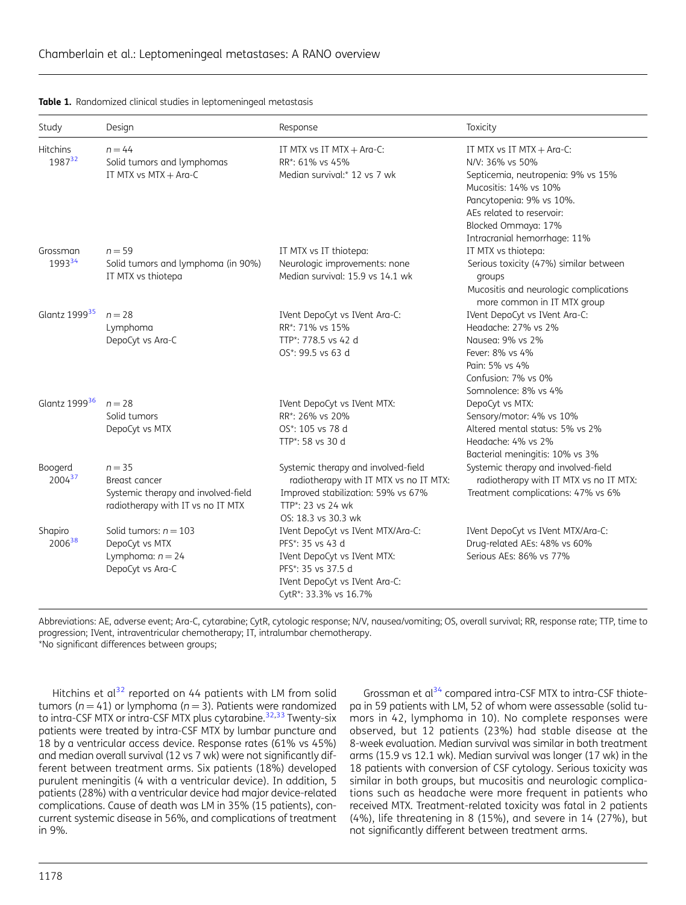**Table 1.** Randomized clinical studies in leptomeningeal metastasis

| Study | Design | Response | Toxicity |
|---|---|---|---|
| Hitchins 1987[32] | $n = 44$<br>Solid tumors and lymphomas<br>IT MTX vs MTX + Ara-C | IT MTX vs IT MTX + Ara-C:<br>RR*: 61% vs 45%<br>Median survival:* 12 vs 7 wk | IT MTX vs IT MTX + Ara-C:<br>N/V: 36% vs 50%<br>Septicemia, neutropenia: 9% vs 15%<br>Mucositis: 14% vs 10%<br>Pancytopenia: 9% vs 10%.<br>AEs related to reservoir:<br>Blocked Ommaya: 17%<br>Intracranial hemorrhage: 11% |
| Grossman 1993[34] | $n = 59$<br>Solid tumors and lymphoma (in 90%)<br>IT MTX vs thiotepa | IT MTX vs IT thiotepa:<br>Neurologic improvements: none<br>Median survival: 15.9 vs 14.1 wk | IT MTX vs thiotepa:<br>Serious toxicity (47%) similar between groups<br>Mucositis and neurologic complications more common in IT MTX group |
| Glantz 1999[35] | $n = 28$<br>Lymphoma<br>DepoCyt vs Ara-C | IVent DepoCyt vs IVent Ara-C:<br>RR*: 71% vs 15%<br>TTP*: 778.5 vs 42 d<br>OS*: 99.5 vs 63 d | IVent DepoCyt vs IVent Ara-C:<br>Headache: 27% vs 2%<br>Nausea: 9% vs 2%<br>Fever: 8% vs 4%<br>Pain: 5% vs 4%<br>Confusion: 7% vs 0%<br>Somnolence: 8% vs 4% |
| Glantz 1999[36] | $n = 28$<br>Solid tumors<br>DepoCyt vs MTX | IVent DepoCyt vs IVent MTX:<br>RR*: 26% vs 20%<br>OS*: 105 vs 78 d<br>TTP*: 58 vs 30 d | DepoCyt vs MTX:<br>Sensory/motor: 4% vs 10%<br>Altered mental status: 5% vs 2%<br>Headache: 4% vs 2%<br>Bacterial meningitis: 10% vs 3% |
| Boogerd 2004[37] | $n = 35$<br>Breast cancer<br>Systemic therapy and involved-field radiotherapy with IT vs no IT MTX | Systemic therapy and involved-field radiotherapy with IT MTX vs no IT MTX:<br>Improved stabilization: 59% vs 67%<br>TTP*: 23 vs 24 wk<br>OS: 18.3 vs 30.3 wk | Systemic therapy and involved-field radiotherapy with IT MTX vs no IT MTX:<br>Treatment complications: 47% vs 6% |
| Shapiro 2006[38] | Solid tumors: $n = 103$<br>DepoCyt vs MTX<br>Lymphoma: $n = 24$<br>DepoCyt vs Ara-C | IVent DepoCyt vs IVent MTX/Ara-C:<br>PFS*: 35 vs 43 d<br>IVent DepoCyt vs IVent MTX:<br>PFS*: 35 vs 37.5 d<br>IVent DepoCyt vs IVent Ara-C:<br>CytR*: 33.3% vs 16.7% | IVent DepoCyt vs IVent MTX/Ara-C:<br>Drug-related AEs: 48% vs 60%<br>Serious AEs: 86% vs 77% |

Abbreviations: AE, adverse event; Ara-C, cytarabine; CytR, cytologic response; N/V, nausea/vomiting; OS, overall survival; RR, response rate; TTP, time to progression; IVent, intraventricular chemotherapy; IT, intralumbar chemotherapy.
*No significant differences between groups;

Hitchins et al[32] reported on 44 patients with LM from solid tumors ($n = 41$) or lymphoma ($n = 3$). Patients were randomized to intra-CSF MTX or intra-CSF MTX plus cytarabine.[32,33] Twenty-six patients were treated by intra-CSF MTX by lumbar puncture and 18 by a ventricular access device. Response rates (61% vs 45%) and median overall survival (12 vs 7 wk) were not significantly different between treatment arms. Six patients (18%) developed purulent meningitis (4 with a ventricular device). In addition, 5 patients (28%) with a ventricular device had major device-related complications. Cause of death was LM in 35% (15 patients), concurrent systemic disease in 56%, and complications of treatment in 9%.

Grossman et al[34] compared intra-CSF MTX to intra-CSF thiotepa in 59 patients with LM, 52 of whom were assessable (solid tumors in 42, lymphoma in 10). No complete responses were observed, but 12 patients (23%) had stable disease at the 8-week evaluation. Median survival was similar in both treatment arms (15.9 vs 12.1 wk). Median survival was longer (17 wk) in the 18 patients with conversion of CSF cytology. Serious toxicity was similar in both groups, but mucositis and neurologic complications such as headache were more frequent in patients who received MTX. Treatment-related toxicity was fatal in 2 patients (4%), life threatening in 8 (15%), and severe in 14 (27%), but not significantly different between treatment arms.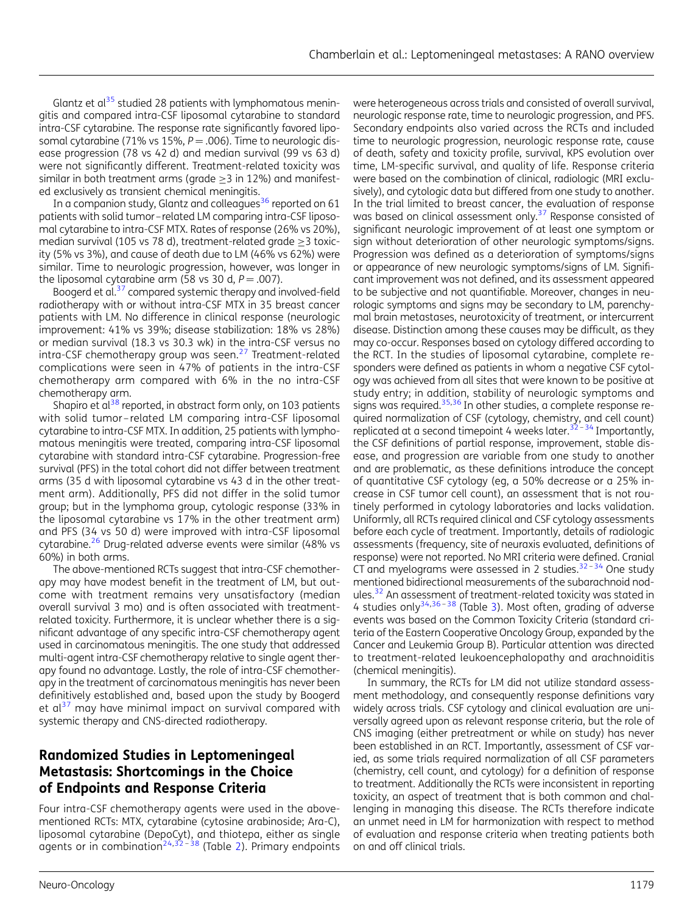Glantz et al[35] studied 28 patients with lymphomatous meningitis and compared intra-CSF liposomal cytarabine to standard intra-CSF cytarabine. The response rate significantly favored liposomal cytarabine (71% vs 15%, $P = .006$). Time to neurologic disease progression (78 vs 42 d) and median survival (99 vs 63 d) were not significantly different. Treatment-related toxicity was similar in both treatment arms (grade $\geq$3 in 12%) and manifested exclusively as transient chemical meningitis.

In a companion study, Glantz and colleagues[36] reported on 61 patients with solid tumor–related LM comparing intra-CSF liposomal cytarabine to intra-CSF MTX. Rates of response (26% vs 20%), median survival (105 vs 78 d), treatment-related grade $\geq$3 toxicity (5% vs 3%), and cause of death due to LM (46% vs 62%) were similar. Time to neurologic progression, however, was longer in the liposomal cytarabine arm (58 vs 30 d, $P = .007$).

Boogerd et al.[37] compared systemic therapy and involved-field radiotherapy with or without intra-CSF MTX in 35 breast cancer patients with LM. No difference in clinical response (neurologic improvement: 41% vs 39%; disease stabilization: 18% vs 28%) or median survival (18.3 vs 30.3 wk) in the intra-CSF versus no intra-CSF chemotherapy group was seen.[27] Treatment-related complications were seen in 47% of patients in the intra-CSF chemotherapy arm compared with 6% in the no intra-CSF chemotherapy arm.

Shapiro et al[38] reported, in abstract form only, on 103 patients with solid tumor–related LM comparing intra-CSF liposomal cytarabine to intra-CSF MTX. In addition, 25 patients with lymphomatous meningitis were treated, comparing intra-CSF liposomal cytarabine with standard intra-CSF cytarabine. Progression-free survival (PFS) in the total cohort did not differ between treatment arms (35 d with liposomal cytarabine vs 43 d in the other treatment arm). Additionally, PFS did not differ in the solid tumor group; but in the lymphoma group, cytologic response (33% in the liposomal cytarabine vs 17% in the other treatment arm) and PFS (34 vs 50 d) were improved with intra-CSF liposomal cytarabine.[26] Drug-related adverse events were similar (48% vs 60%) in both arms.

The above-mentioned RCTs suggest that intra-CSF chemotherapy may have modest benefit in the treatment of LM, but outcome with treatment remains very unsatisfactory (median overall survival 3 mo) and is often associated with treatment-related toxicity. Furthermore, it is unclear whether there is a significant advantage of any specific intra-CSF chemotherapy agent used in carcinomatous meningitis. The one study that addressed multi-agent intra-CSF chemotherapy relative to single agent therapy found no advantage. Lastly, the role of intra-CSF chemotherapy in the treatment of carcinomatous meningitis has never been definitively established and, based upon the study by Boogerd et al[37] may have minimal impact on survival compared with systemic therapy and CNS-directed radiotherapy.

## Randomized Studies in Leptomeningeal Metastasis: Shortcomings in the Choice of Endpoints and Response Criteria

Four intra-CSF chemotherapy agents were used in the above-mentioned RCTs: MTX, cytarabine (cytosine arabinoside; Ara-C), liposomal cytarabine (DepoCyt), and thiotepa, either as single agents or in combination[24,32–38] (Table 2). Primary endpoints were heterogeneous across trials and consisted of overall survival, neurologic response rate, time to neurologic progression, and PFS. Secondary endpoints also varied across the RCTs and included time to neurologic progression, neurologic response rate, cause of death, safety and toxicity profile, survival, KPS evolution over time, LM-specific survival, and quality of life. Response criteria were based on the combination of clinical, radiologic (MRI exclusively), and cytologic data but differed from one study to another. In the trial limited to breast cancer, the evaluation of response was based on clinical assessment only.[37] Response consisted of significant neurologic improvement of at least one symptom or sign without deterioration of other neurologic symptoms/signs. Progression was defined as a deterioration of symptoms/signs or appearance of new neurologic symptoms/signs of LM. Significant improvement was not defined, and its assessment appeared to be subjective and not quantifiable. Moreover, changes in neurologic symptoms and signs may be secondary to LM, parenchymal brain metastases, neurotoxicity of treatment, or intercurrent disease. Distinction among these causes may be difficult, as they may co-occur. Responses based on cytology differed according to the RCT. In the studies of liposomal cytarabine, complete responders were defined as patients in whom a negative CSF cytology was achieved from all sites that were known to be positive at study entry; in addition, stability of neurologic symptoms and signs was required.[35,36] In other studies, a complete response required normalization of CSF (cytology, chemistry, and cell count) replicated at a second timepoint 4 weeks later.[32–34] Importantly, the CSF definitions of partial response, improvement, stable disease, and progression are variable from one study to another and are problematic, as these definitions introduce the concept of quantitative CSF cytology (eg, a 50% decrease or a 25% increase in CSF tumor cell count), an assessment that is not routinely performed in cytology laboratories and lacks validation. Uniformly, all RCTs required clinical and CSF cytology assessments before each cycle of treatment. Importantly, details of radiologic assessments (frequency, site of neuraxis evaluated, definitions of response) were not reported. No MRI criteria were defined. Cranial CT and myelograms were assessed in 2 studies.[32–34] One study mentioned bidirectional measurements of the subarachnoid nodules.[32] An assessment of treatment-related toxicity was stated in 4 studies only[34,36–38] (Table 3). Most often, grading of adverse events was based on the Common Toxicity Criteria (standard criteria of the Eastern Cooperative Oncology Group, expanded by the Cancer and Leukemia Group B). Particular attention was directed to treatment-related leukoencephalopathy and arachnoiditis (chemical meningitis).

In summary, the RCTs for LM did not utilize standard assessment methodology, and consequently response definitions vary widely across trials. CSF cytology and clinical evaluation are universally agreed upon as relevant response criteria, but the role of CNS imaging (either pretreatment or while on study) has never been established in an RCT. Importantly, assessment of CSF varied, as some trials required normalization of all CSF parameters (chemistry, cell count, and cytology) for a definition of response to treatment. Additionally the RCTs were inconsistent in reporting toxicity, an aspect of treatment that is both common and challenging in managing this disease. The RCTs therefore indicate an unmet need in LM for harmonization with respect to method of evaluation and response criteria when treating patients both on and off clinical trials.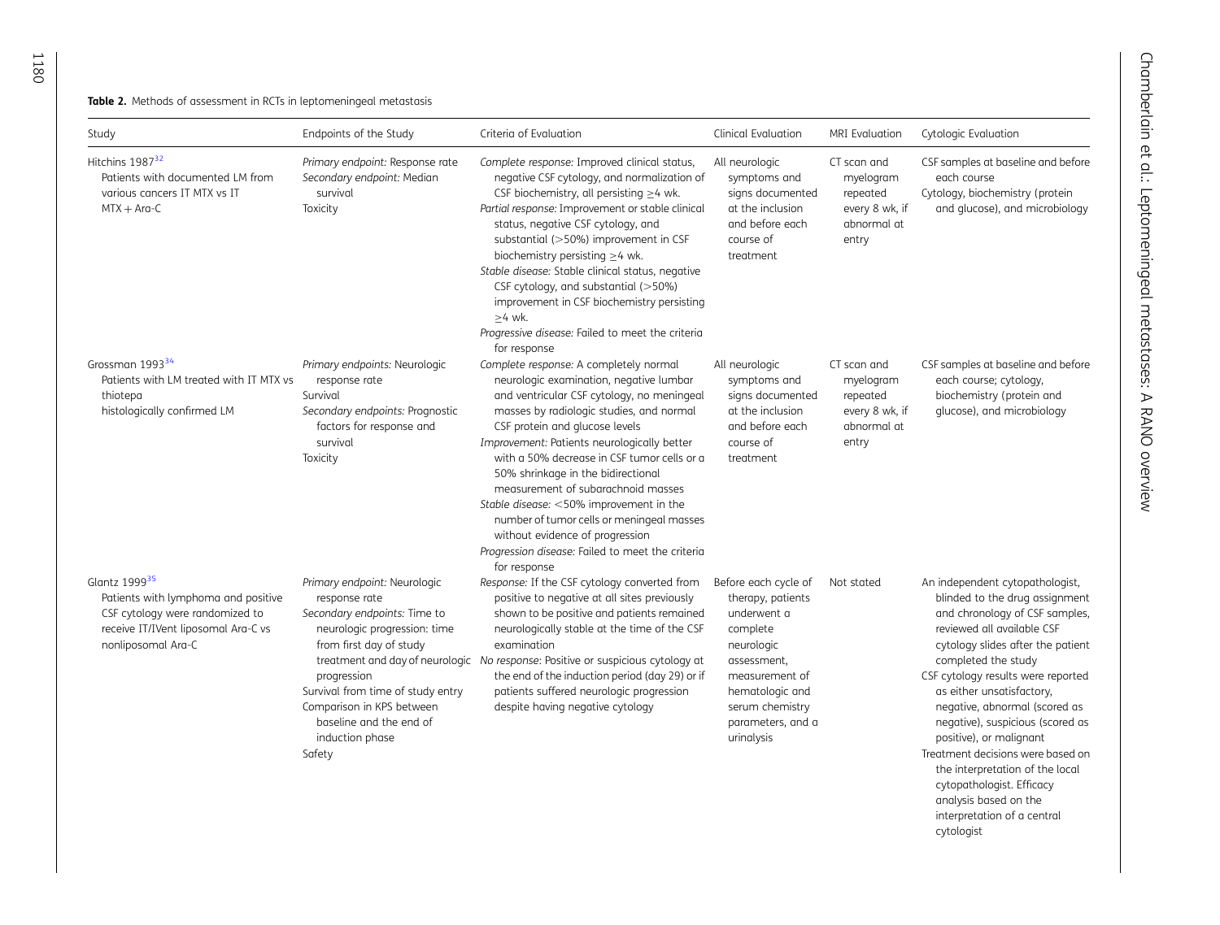**Table 2.** Methods of assessment in RCTs in leptomeningeal metastasis

| Study | Endpoints of the Study | Criteria of Evaluation | Clinical Evaluation | MRI Evaluation | Cytologic Evaluation |
|---|---|---|---|---|---|
| Hitchins 1987[32]<br>Patients with documented LM from various cancers IT MTX vs IT MTX + Ara-C | *Primary endpoint:* Response rate<br>*Secondary endpoint:* Median survival<br>Toxicity | *Complete response:* Improved clinical status, negative CSF cytology, and normalization of CSF biochemistry, all persisting ≥4 wk.<br>*Partial response:* Improvement or stable clinical status, negative CSF cytology, and substantial (>50%) improvement in CSF biochemistry persisting ≥4 wk.<br>*Stable disease:* Stable clinical status, negative CSF cytology, and substantial (>50%) improvement in CSF biochemistry persisting ≥4 wk.<br>*Progressive disease:* Failed to meet the criteria for response | All neurologic symptoms and signs documented at the inclusion and before each course of treatment | CT scan and myelogram repeated every 8 wk, if abnormal at entry | CSF samples at baseline and before each course<br>Cytology, biochemistry (protein and glucose), and microbiology |
| Grossman 1993[34]<br>Patients with LM treated with IT MTX vs thiotepa<br>histologically confirmed LM | *Primary endpoints:* Neurologic response rate<br>Survival<br>*Secondary endpoints:* Prognostic factors for response and survival<br>Toxicity | *Complete response:* A completely normal neurologic examination, negative lumbar and ventricular CSF cytology, no meningeal masses by radiologic studies, and normal CSF protein and glucose levels<br>*Improvement:* Patients neurologically better with a 50% decrease in CSF tumor cells or a 50% shrinkage in the bidirectional measurement of subarachnoid masses<br>*Stable disease:* <50% improvement in the number of tumor cells or meningeal masses without evidence of progression<br>*Progression disease:* Failed to meet the criteria for response | All neurologic symptoms and signs documented at the inclusion and before each course of treatment | CT scan and myelogram repeated every 8 wk, if abnormal at entry | CSF samples at baseline and before each course; cytology, biochemistry (protein and glucose), and microbiology |
| Glantz 1999[35]<br>Patients with lymphoma and positive CSF cytology were randomized to receive IT/IVent liposomal Ara-C vs nonliposomal Ara-C | *Primary endpoint:* Neurologic response rate<br>*Secondary endpoints:* Time to neurologic progression: time from first day of study treatment and day of neurologic progression<br>Survival from time of study entry<br>Comparison in KPS between baseline and the end of induction phase<br>Safety | *Response:* If the CSF cytology converted from positive to negative at all sites previously shown to be positive and patients remained neurologically stable at the time of the CSF examination<br>*No response:* Positive or suspicious cytology at the end of the induction period (day 29) or if patients suffered neurologic progression despite having negative cytology | Before each cycle of therapy, patients underwent a complete neurologic assessment, measurement of hematologic and serum chemistry parameters, and a urinalysis | Not stated | An independent cytopathologist, blinded to the drug assignment and chronology of CSF samples, reviewed all available CSF cytology slides after the patient completed the study<br>CSF cytology results were reported as either unsatisfactory, negative, abnormal (scored as negative), suspicious (scored as positive), or malignant<br>Treatment decisions were based on the interpretation of the local cytopathologist. Efficacy analysis based on the interpretation of a central cytologist |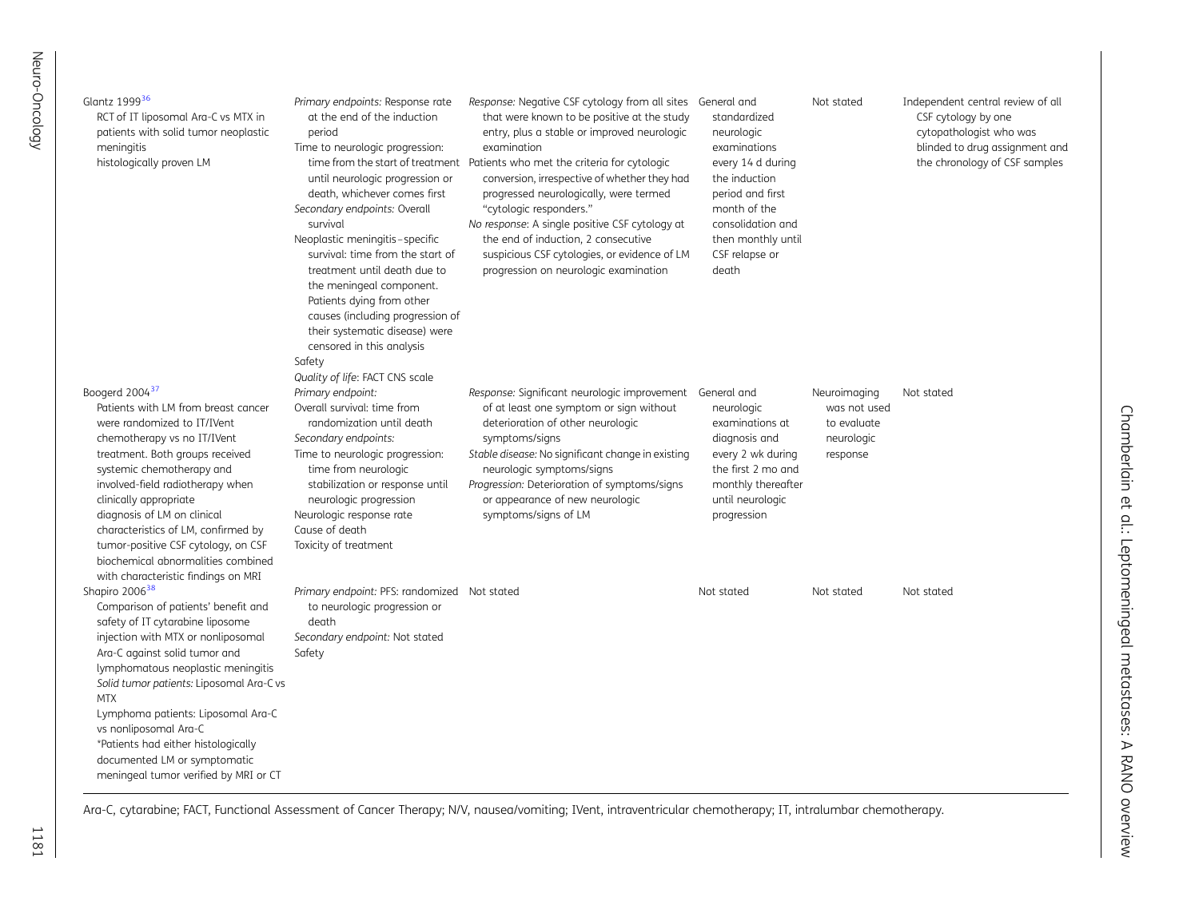| | | | | | |
|---|---|---|---|---|---|
| Glantz 1999[36]<br>RCT of IT liposomal Ara-C vs MTX in patients with solid tumor neoplastic meningitis<br>histologically proven LM | *Primary endpoints:* Response rate at the end of the induction period<br>Time to neurologic progression: time from the start of treatment until neurologic progression or death, whichever comes first<br>*Secondary endpoints:* Overall survival<br>Neoplastic meningitis–specific survival: time from the start of treatment until death due to the meningeal component. Patients dying from other causes (including progression of their systematic disease) were censored in this analysis<br>Safety<br>*Quality of life*: FACT CNS scale | *Response:* Negative CSF cytology from all sites that were known to be positive at the study entry, plus a stable or improved neurologic examination<br>Patients who met the criteria for cytologic conversion, irrespective of whether they had progressed neurologically, were termed "cytologic responders."<br>*No response:* A single positive CSF cytology at the end of induction, 2 consecutive suspicious CSF cytologies, or evidence of LM progression on neurologic examination | General and standardized neurologic examinations every 14 d during the induction period and first month of the consolidation and then monthly until CSF relapse or death | Not stated | Independent central review of all CSF cytology by one cytopathologist who was blinded to drug assignment and the chronology of CSF samples |
| Boogerd 2004[37]<br>Patients with LM from breast cancer were randomized to IT/IVent chemotherapy vs no IT/IVent treatment. Both groups received systemic chemotherapy and involved-field radiotherapy when clinically appropriate<br>diagnosis of LM on clinical characteristics of LM, confirmed by tumor-positive CSF cytology, on CSF biochemical abnormalities combined with characteristic findings on MRI | *Primary endpoint:*<br>Overall survival: time from randomization until death<br>*Secondary endpoints:*<br>Time to neurologic progression: time from neurologic stabilization or response until neurologic progression<br>Neurologic response rate<br>Cause of death<br>Toxicity of treatment | *Response:* Significant neurologic improvement of at least one symptom or sign without deterioration of other neurologic symptoms/signs<br>*Stable disease:* No significant change in existing neurologic symptoms/signs<br>*Progression:* Deterioration of symptoms/signs or appearance of new neurologic symptoms/signs of LM | General and neurologic examinations at diagnosis and every 2 wk during the first 2 mo and monthly thereafter until neurologic progression | Neuroimaging was not used to evaluate neurologic response | Not stated |
| Shapiro 2006[38]<br>Comparison of patients' benefit and safety of IT cytarabine liposome injection with MTX or nonliposomal Ara-C against solid tumor and lymphomatous neoplastic meningitis<br>*Solid tumor patients:* Liposomal Ara-C vs MTX<br>Lymphoma patients: Liposomal Ara-C vs nonliposomal Ara-C<br>*Patients had either histologically documented LM or symptomatic meningeal tumor verified by MRI or CT | *Primary endpoint:* PFS: randomized to neurologic progression or death<br>*Secondary endpoint:* Not stated<br>Safety | Not stated | Not stated | Not stated | Not stated |

Ara-C, cytarabine; FACT, Functional Assessment of Cancer Therapy; N/V, nausea/vomiting; IVent, intraventricular chemotherapy; IT, intralumbar chemotherapy.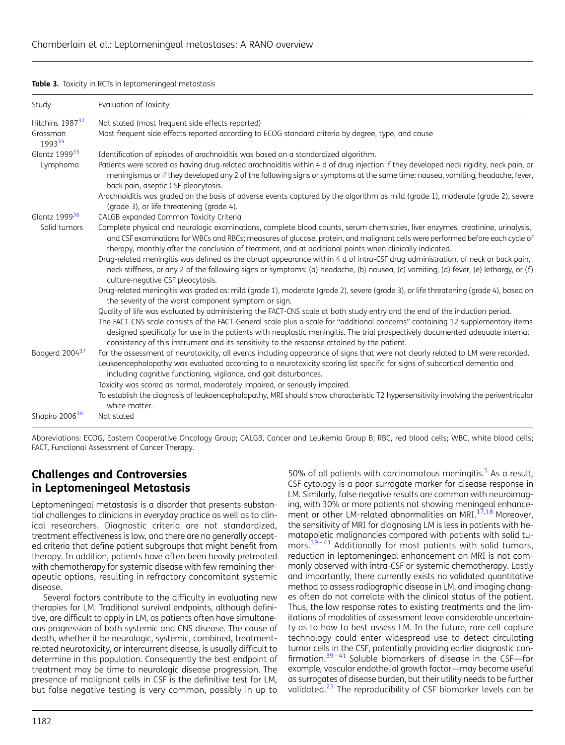**Table 3.** Toxicity in RCTs in leptomeningeal metastasis

| Study | Evaluation of Toxicity |
|---|---|
| Hitchins 1987[32] | Not stated (most frequent side effects reported) |
| Grossman 1993[34] | Most frequent side effects reported according to ECOG standard criteria by degree, type, and cause |
| Glantz 1999[35] Lymphoma | Identification of episodes of arachnoiditis was based on a standardized algorithm. Patients were scored as having drug-related arachnoiditis within 4 d of drug injection if they developed neck rigidity, neck pain, or meningismus or if they developed any 2 of the following signs or symptoms at the same time: nausea, vomiting, headache, fever, back pain, aseptic CSF pleocytosis. Arachnoiditis was graded on the basis of adverse events captured by the algorithm as mild (grade 1), moderate (grade 2), severe (grade 3), or life threatening (grade 4). |
| Glantz 1999[36] Solid tumors | CALGB expanded Common Toxicity Criteria Complete physical and neurologic examinations, complete blood counts, serum chemistries, liver enzymes, creatinine, urinalysis, and CSF examinations for WBCs and RBCs; measures of glucose, protein, and malignant cells were performed before each cycle of therapy, monthly after the conclusion of treatment, and at additional points when clinically indicated. Drug-related meningitis was defined as the abrupt appearance within 4 d of intra-CSF drug administration, of neck or back pain, neck stiffness, or any 2 of the following signs or symptoms: (a) headache, (b) nausea, (c) vomiting, (d) fever, (e) lethargy, or (f) culture-negative CSF pleocytosis. Drug-related meningitis was graded as: mild (grade 1), moderate (grade 2), severe (grade 3), or life threatening (grade 4), based on the severity of the worst component symptom or sign. Quality of life was evaluated by administering the FACT-CNS scale at both study entry and the end of the induction period. The FACT-CNS scale consists of the FACT-General scale plus a scale for "additional concerns" containing 12 supplementary items designed specifically for use in the patients with neoplastic meningitis. The trial prospectively documented adequate internal consistency of this instrument and its sensitivity to the response attained by the patient. |
| Boogerd 2004[37] | For the assessment of neurotoxicity, all events including appearance of signs that were not clearly related to LM were recorded. Leukoencephalopathy was evaluated according to a neurotoxicity scoring list specific for signs of subcortical dementia and including cognitive functioning, vigilance, and gait disturbances. Toxicity was scored as normal, moderately impaired, or seriously impaired. To establish the diagnosis of leukoencephalopathy, MRI should show characteristic T2 hypersensitivity involving the periventricular white matter. |
| Shapiro 2006[38] | Not stated |

Abbreviations: ECOG, Eastern Cooperative Oncology Group; CALGB, Cancer and Leukemia Group B; RBC, red blood cells; WBC, white blood cells; FACT, Functional Assessment of Cancer Therapy.

## Challenges and Controversies in Leptomeningeal Metastasis

Leptomeningeal metastasis is a disorder that presents substantial challenges to clinicians in everyday practice as well as to clinical researchers. Diagnostic criteria are not standardized, treatment effectiveness is low, and there are no generally accepted criteria that define patient subgroups that might benefit from therapy. In addition, patients have often been heavily pretreated with chemotherapy for systemic disease with few remaining therapeutic options, resulting in refractory concomitant systemic disease.

Several factors contribute to the difficulty in evaluating new therapies for LM. Traditional survival endpoints, although definitive, are difficult to apply in LM, as patients often have simultaneous progression of both systemic and CNS disease. The cause of death, whether it be neurologic, systemic, combined, treatment-related neurotoxicity, or intercurrent disease, is usually difficult to determine in this population. Consequently the best endpoint of treatment may be time to neurologic disease progression. The presence of malignant cells in CSF is the definitive test for LM, but false negative testing is very common, possibly in up to 50% of all patients with carcinomatous meningitis.[5] As a result, CSF cytology is a poor surrogate marker for disease response in LM. Similarly, false negative results are common with neuroimaging, with 30% or more patients not showing meningeal enhancement or other LM-related abnormalities on MRI.[17,18] Moreover, the sensitivity of MRI for diagnosing LM is less in patients with hematopoietic malignancies compared with patients with solid tumors.[39–41] Additionally for most patients with solid tumors, reduction in leptomeningeal enhancement on MRI is not commonly observed with intra-CSF or systemic chemotherapy. Lastly and importantly, there currently exists no validated quantitative method to assess radiographic disease in LM, and imaging changes often do not correlate with the clinical status of the patient. Thus, the low response rates to existing treatments and the limitations of modalities of assessment leave considerable uncertainty as to how to best assess LM. In the future, rare cell capture technology could enter widespread use to detect circulating tumor cells in the CSF, potentially providing earlier diagnostic confirmation.[39–41] Soluble biomarkers of disease in the CSF—for example, vascular endothelial growth factor—may become useful as surrogates of disease burden, but their utility needs to be further validated.[21] The reproducibility of CSF biomarker levels can be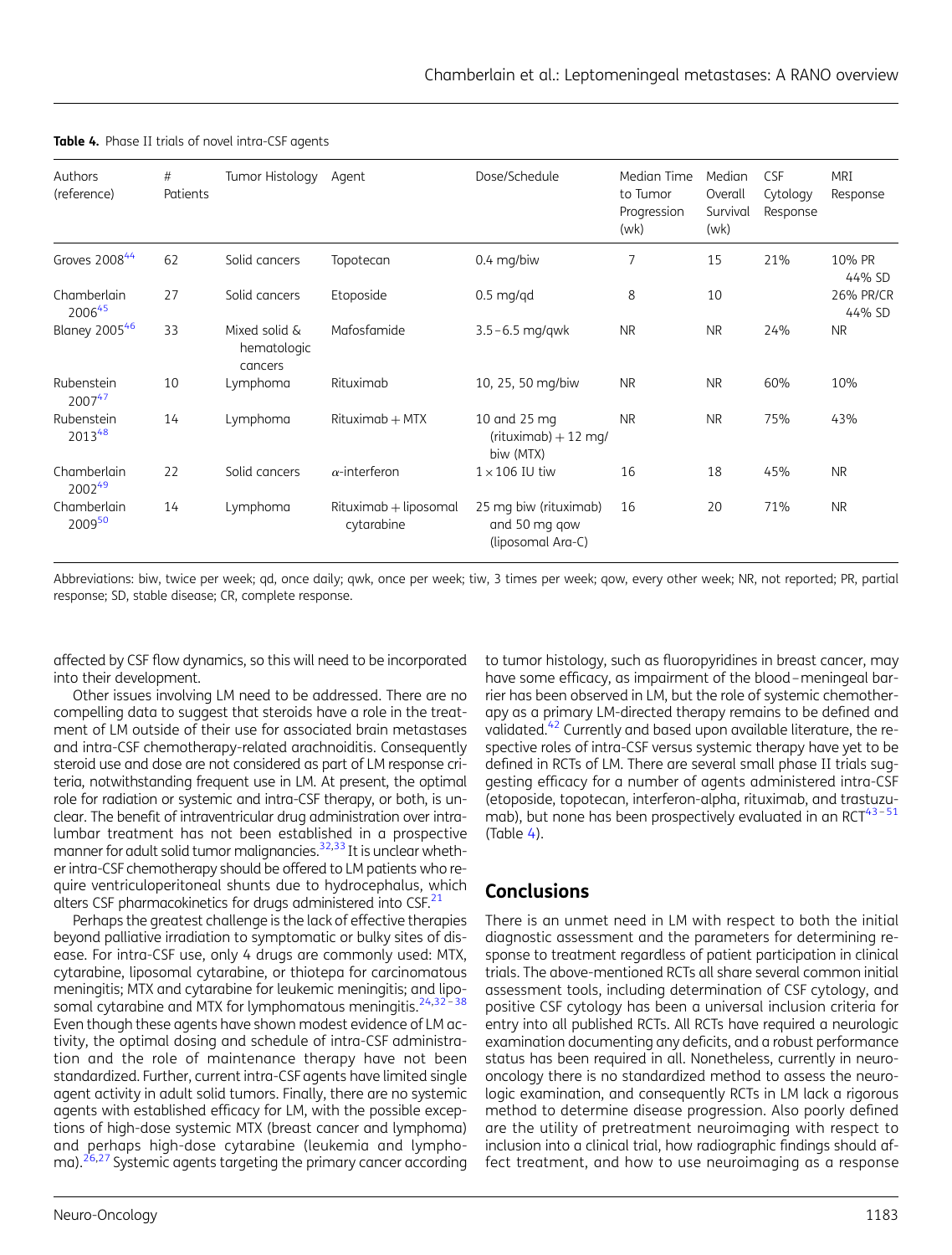**Table 4.** Phase II trials of novel intra-CSF agents

| Authors (reference) | # Patients | Tumor Histology | Agent | Dose/Schedule | Median Time to Tumor Progression (wk) | Median Overall Survival (wk) | CSF Cytology Response | MRI Response |
|---|---|---|---|---|---|---|---|---|
| Groves 2008[44] | 62 | Solid cancers | Topotecan | 0.4 mg/biw | 7 | 15 | 21% | 10% PR 44% SD |
| Chamberlain 2006[45] | 27 | Solid cancers | Etoposide | 0.5 mg/qd | 8 | 10 | | 26% PR/CR 44% SD |
| Blaney 2005[46] | 33 | Mixed solid & hematologic cancers | Mafosfamide | 3.5–6.5 mg/qwk | NR | NR | 24% | NR |
| Rubenstein 2007[47] | 10 | Lymphoma | Rituximab | 10, 25, 50 mg/biw | NR | NR | 60% | 10% |
| Rubenstein 2013[48] | 14 | Lymphoma | Rituximab + MTX | 10 and 25 mg (rituximab) + 12 mg/biw (MTX) | NR | NR | 75% | 43% |
| Chamberlain 2002[49] | 22 | Solid cancers | α-interferon | 1 × 106 IU tiw | 16 | 18 | 45% | NR |
| Chamberlain 2009[50] | 14 | Lymphoma | Rituximab + liposomal cytarabine | 25 mg biw (rituximab) and 50 mg qow (liposomal Ara-C) | 16 | 20 | 71% | NR |

Abbreviations: biw, twice per week; qd, once daily; qwk, once per week; tiw, 3 times per week; qow, every other week; NR, not reported; PR, partial response; SD, stable disease; CR, complete response.

affected by CSF flow dynamics, so this will need to be incorporated into their development.

Other issues involving LM need to be addressed. There are no compelling data to suggest that steroids have a role in the treatment of LM outside of their use for associated brain metastases and intra-CSF chemotherapy-related arachnoiditis. Consequently steroid use and dose are not considered as part of LM response criteria, notwithstanding frequent use in LM. At present, the optimal role for radiation or systemic and intra-CSF therapy, or both, is unclear. The benefit of intraventricular drug administration over intralumbar treatment has not been established in a prospective manner for adult solid tumor malignancies.[32,33] It is unclear whether intra-CSF chemotherapy should be offered to LM patients who require ventriculoperitoneal shunts due to hydrocephalus, which alters CSF pharmacokinetics for drugs administered into CSF.[21]

Perhaps the greatest challenge is the lack of effective therapies beyond palliative irradiation to symptomatic or bulky sites of disease. For intra-CSF use, only 4 drugs are commonly used: MTX, cytarabine, liposomal cytarabine, or thiotepa for carcinomatous meningitis; MTX and cytarabine for leukemic meningitis; and liposomal cytarabine and MTX for lymphomatous meningitis.[24,32–38] Even though these agents have shown modest evidence of LM activity, the optimal dosing and schedule of intra-CSF administration and the role of maintenance therapy have not been standardized. Further, current intra-CSF agents have limited single agent activity in adult solid tumors. Finally, there are no systemic agents with established efficacy for LM, with the possible exceptions of high-dose systemic MTX (breast cancer and lymphoma) and perhaps high-dose cytarabine (leukemia and lymphoma).[26,27] Systemic agents targeting the primary cancer according to tumor histology, such as fluoropyridines in breast cancer, may have some efficacy, as impairment of the blood–meningeal barrier has been observed in LM, but the role of systemic chemotherapy as a primary LM-directed therapy remains to be defined and validated.[42] Currently and based upon available literature, the respective roles of intra-CSF versus systemic therapy have yet to be defined in RCTs of LM. There are several small phase II trials suggesting efficacy for a number of agents administered intra-CSF (etoposide, topotecan, interferon-alpha, rituximab, and trastuzumab), but none has been prospectively evaluated in an RCT[43–51] (Table 4).

## Conclusions

There is an unmet need in LM with respect to both the initial diagnostic assessment and the parameters for determining response to treatment regardless of patient participation in clinical trials. The above-mentioned RCTs all share several common initial assessment tools, including determination of CSF cytology, and positive CSF cytology has been a universal inclusion criteria for entry into all published RCTs. All RCTs have required a neurologic examination documenting any deficits, and a robust performance status has been required in all. Nonetheless, currently in neuro-oncology there is no standardized method to assess the neurologic examination, and consequently RCTs in LM lack a rigorous method to determine disease progression. Also poorly defined are the utility of pretreatment neuroimaging with respect to inclusion into a clinical trial, how radiographic findings should affect treatment, and how to use neuroimaging as a response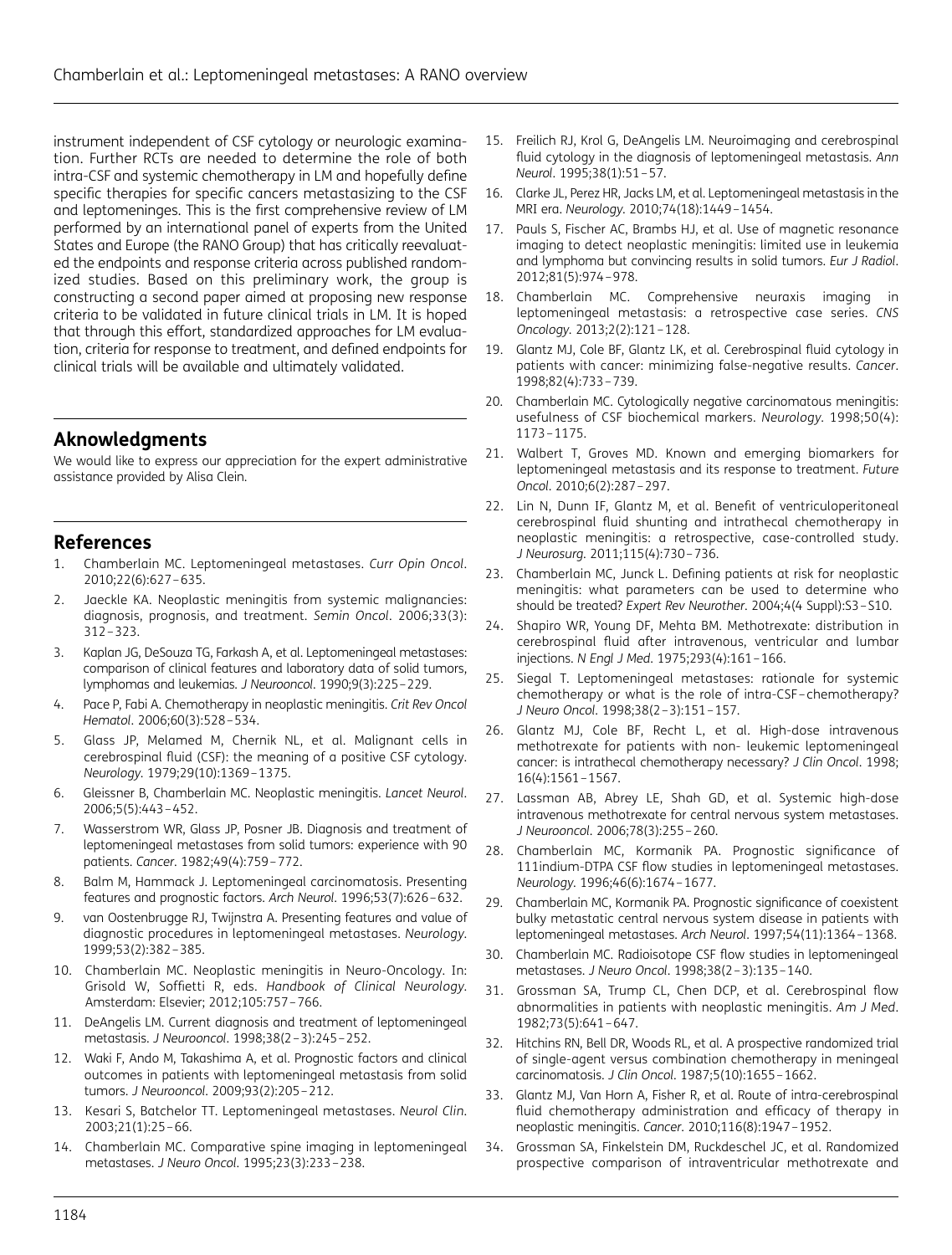instrument independent of CSF cytology or neurologic examination. Further RCTs are needed to determine the role of both intra-CSF and systemic chemotherapy in LM and hopefully define specific therapies for specific cancers metastasizing to the CSF and leptomeninges. This is the first comprehensive review of LM performed by an international panel of experts from the United States and Europe (the RANO Group) that has critically reevaluated the endpoints and response criteria across published randomized studies. Based on this preliminary work, the group is constructing a second paper aimed at proposing new response criteria to be validated in future clinical trials in LM. It is hoped that through this effort, standardized approaches for LM evaluation, criteria for response to treatment, and defined endpoints for clinical trials will be available and ultimately validated.

## Aknowledgments

We would like to express our appreciation for the expert administrative assistance provided by Alisa Clein.

## References

1. Chamberlain MC. Leptomeningeal metastases. *Curr Opin Oncol*. 2010;22(6):627–635.
2. Jaeckle KA. Neoplastic meningitis from systemic malignancies: diagnosis, prognosis, and treatment. *Semin Oncol*. 2006;33(3): 312–323.
3. Kaplan JG, DeSouza TG, Farkash A, et al. Leptomeningeal metastases: comparison of clinical features and laboratory data of solid tumors, lymphomas and leukemias. *J Neurooncol*. 1990;9(3):225–229.
4. Pace P, Fabi A. Chemotherapy in neoplastic meningitis. *Crit Rev Oncol Hematol*. 2006;60(3):528–534.
5. Glass JP, Melamed M, Chernik NL, et al. Malignant cells in cerebrospinal fluid (CSF): the meaning of a positive CSF cytology. *Neurology*. 1979;29(10):1369–1375.
6. Gleissner B, Chamberlain MC. Neoplastic meningitis. *Lancet Neurol*. 2006;5(5):443–452.
7. Wasserstrom WR, Glass JP, Posner JB. Diagnosis and treatment of leptomeningeal metastases from solid tumors: experience with 90 patients. *Cancer*. 1982;49(4):759–772.
8. Balm M, Hammack J. Leptomeningeal carcinomatosis. Presenting features and prognostic factors. *Arch Neurol*. 1996;53(7):626–632.
9. van Oostenbrugge RJ, Twijnstra A. Presenting features and value of diagnostic procedures in leptomeningeal metastases. *Neurology*. 1999;53(2):382–385.
10. Chamberlain MC. Neoplastic meningitis in Neuro-Oncology. In: Grisold W, Soffietti R, eds. *Handbook of Clinical Neurology*. Amsterdam: Elsevier; 2012;105:757–766.
11. DeAngelis LM. Current diagnosis and treatment of leptomeningeal metastasis. *J Neurooncol*. 1998;38(2–3):245–252.
12. Waki F, Ando M, Takashima A, et al. Prognostic factors and clinical outcomes in patients with leptomeningeal metastasis from solid tumors. *J Neurooncol*. 2009;93(2):205–212.
13. Kesari S, Batchelor TT. Leptomeningeal metastases. *Neurol Clin*. 2003;21(1):25–66.
14. Chamberlain MC. Comparative spine imaging in leptomeningeal metastases. *J Neuro Oncol*. 1995;23(3):233–238.
15. Freilich RJ, Krol G, DeAngelis LM. Neuroimaging and cerebrospinal fluid cytology in the diagnosis of leptomeningeal metastasis. *Ann Neurol*. 1995;38(1):51–57.
16. Clarke JL, Perez HR, Jacks LM, et al. Leptomeningeal metastasis in the MRI era. *Neurology*. 2010;74(18):1449–1454.
17. Pauls S, Fischer AC, Brambs HJ, et al. Use of magnetic resonance imaging to detect neoplastic meningitis: limited use in leukemia and lymphoma but convincing results in solid tumors. *Eur J Radiol*. 2012;81(5):974–978.
18. Chamberlain MC. Comprehensive neuraxis imaging in leptomeningeal metastasis: a retrospective case series. *CNS Oncology*. 2013;2(2):121–128.
19. Glantz MJ, Cole BF, Glantz LK, et al. Cerebrospinal fluid cytology in patients with cancer: minimizing false-negative results. *Cancer*. 1998;82(4):733–739.
20. Chamberlain MC. Cytologically negative carcinomatous meningitis: usefulness of CSF biochemical markers. *Neurology*. 1998;50(4): 1173–1175.
21. Walbert T, Groves MD. Known and emerging biomarkers for leptomeningeal metastasis and its response to treatment. *Future Oncol*. 2010;6(2):287–297.
22. Lin N, Dunn IF, Glantz M, et al. Benefit of ventriculoperitoneal cerebrospinal fluid shunting and intrathecal chemotherapy in neoplastic meningitis: a retrospective, case-controlled study. *J Neurosurg*. 2011;115(4):730–736.
23. Chamberlain MC, Junck L. Defining patients at risk for neoplastic meningitis: what parameters can be used to determine who should be treated? *Expert Rev Neurother*. 2004;4(4 Suppl):S3–S10.
24. Shapiro WR, Young DF, Mehta BM. Methotrexate: distribution in cerebrospinal fluid after intravenous, ventricular and lumbar injections. *N Engl J Med*. 1975;293(4):161–166.
25. Siegal T. Leptomeningeal metastases: rationale for systemic chemotherapy or what is the role of intra-CSF–chemotherapy? *J Neuro Oncol*. 1998;38(2–3):151–157.
26. Glantz MJ, Cole BF, Recht L, et al. High-dose intravenous methotrexate for patients with non- leukemic leptomeningeal cancer: is intrathecal chemotherapy necessary? *J Clin Oncol*. 1998; 16(4):1561–1567.
27. Lassman AB, Abrey LE, Shah GD, et al. Systemic high-dose intravenous methotrexate for central nervous system metastases. *J Neurooncol*. 2006;78(3):255–260.
28. Chamberlain MC, Kormanik PA. Prognostic significance of 111indium-DTPA CSF flow studies in leptomeningeal metastases. *Neurology*. 1996;46(6):1674–1677.
29. Chamberlain MC, Kormanik PA. Prognostic significance of coexistent bulky metastatic central nervous system disease in patients with leptomeningeal metastases. *Arch Neurol*. 1997;54(11):1364–1368.
30. Chamberlain MC. Radioisotope CSF flow studies in leptomeningeal metastases. *J Neuro Oncol*. 1998;38(2–3):135–140.
31. Grossman SA, Trump CL, Chen DCP, et al. Cerebrospinal flow abnormalities in patients with neoplastic meningitis. *Am J Med*. 1982;73(5):641–647.
32. Hitchins RN, Bell DR, Woods RL, et al. A prospective randomized trial of single-agent versus combination chemotherapy in meningeal carcinomatosis. *J Clin Oncol*. 1987;5(10):1655–1662.
33. Glantz MJ, Van Horn A, Fisher R, et al. Route of intra-cerebrospinal fluid chemotherapy administration and efficacy of therapy in neoplastic meningitis. *Cancer*. 2010;116(8):1947–1952.
34. Grossman SA, Finkelstein DM, Ruckdeschel JC, et al. Randomized prospective comparison of intraventricular methotrexate and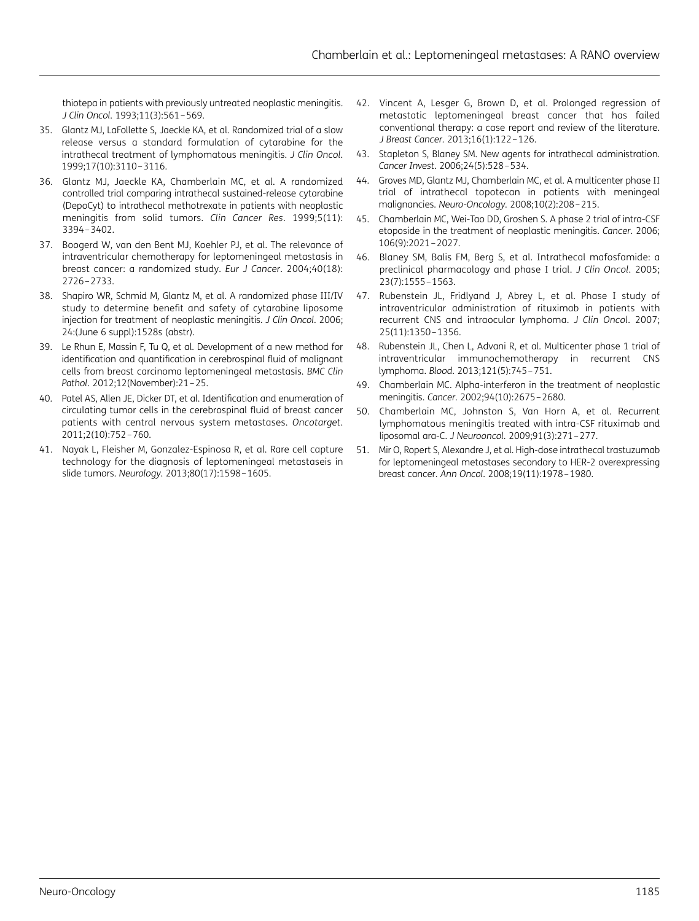thiotepa in patients with previously untreated neoplastic meningitis. *J Clin Oncol*. 1993;11(3):561–569.

35. Glantz MJ, LaFollette S, Jaeckle KA, et al. Randomized trial of a slow release versus a standard formulation of cytarabine for the intrathecal treatment of lymphomatous meningitis. *J Clin Oncol*. 1999;17(10):3110–3116.
36. Glantz MJ, Jaeckle KA, Chamberlain MC, et al. A randomized controlled trial comparing intrathecal sustained-release cytarabine (DepoCyt) to intrathecal methotrexate in patients with neoplastic meningitis from solid tumors. *Clin Cancer Res*. 1999;5(11): 3394–3402.
37. Boogerd W, van den Bent MJ, Koehler PJ, et al. The relevance of intraventricular chemotherapy for leptomeningeal metastasis in breast cancer: a randomized study. *Eur J Cancer*. 2004;40(18): 2726–2733.
38. Shapiro WR, Schmid M, Glantz M, et al. A randomized phase III/IV study to determine benefit and safety of cytarabine liposome injection for treatment of neoplastic meningitis. *J Clin Oncol*. 2006; 24:(June 6 suppl):1528s (abstr).
39. Le Rhun E, Massin F, Tu Q, et al. Development of a new method for identification and quantification in cerebrospinal fluid of malignant cells from breast carcinoma leptomeningeal metastasis. *BMC Clin Pathol*. 2012;12(November):21–25.
40. Patel AS, Allen JE, Dicker DT, et al. Identification and enumeration of circulating tumor cells in the cerebrospinal fluid of breast cancer patients with central nervous system metastases. *Oncotarget*. 2011;2(10):752–760.
41. Nayak L, Fleisher M, Gonzalez-Espinosa R, et al. Rare cell capture technology for the diagnosis of leptomeningeal metastaseis in slide tumors. *Neurology*. 2013;80(17):1598–1605.
42. Vincent A, Lesger G, Brown D, et al. Prolonged regression of metastatic leptomeningeal breast cancer that has failed conventional therapy: a case report and review of the literature. *J Breast Cancer*. 2013;16(1):122–126.
43. Stapleton S, Blaney SM. New agents for intrathecal administration. *Cancer Invest*. 2006;24(5):528–534.
44. Groves MD, Glantz MJ, Chamberlain MC, et al. A multicenter phase II trial of intrathecal topotecan in patients with meningeal malignancies. *Neuro-Oncology*. 2008;10(2):208–215.
45. Chamberlain MC, Wei-Tao DD, Groshen S. A phase 2 trial of intra-CSF etoposide in the treatment of neoplastic meningitis. *Cancer*. 2006; 106(9):2021–2027.
46. Blaney SM, Balis FM, Berg S, et al. Intrathecal mafosfamide: a preclinical pharmacology and phase I trial. *J Clin Oncol*. 2005; 23(7):1555–1563.
47. Rubenstein JL, Fridlyand J, Abrey L, et al. Phase I study of intraventricular administration of rituximab in patients with recurrent CNS and intraocular lymphoma. *J Clin Oncol*. 2007; 25(11):1350–1356.
48. Rubenstein JL, Chen L, Advani R, et al. Multicenter phase 1 trial of intraventricular immunochemotherapy in recurrent CNS lymphoma. *Blood*. 2013;121(5):745–751.
49. Chamberlain MC. Alpha-interferon in the treatment of neoplastic meningitis. *Cancer*. 2002;94(10):2675–2680.
50. Chamberlain MC, Johnston S, Van Horn A, et al. Recurrent lymphomatous meningitis treated with intra-CSF rituximab and liposomal ara-C. *J Neurooncol*. 2009;91(3):271–277.
51. Mir O, Ropert S, Alexandre J, et al. High-dose intrathecal trastuzumab for leptomeningeal metastases secondary to HER-2 overexpressing breast cancer. *Ann Oncol*. 2008;19(11):1978–1980.